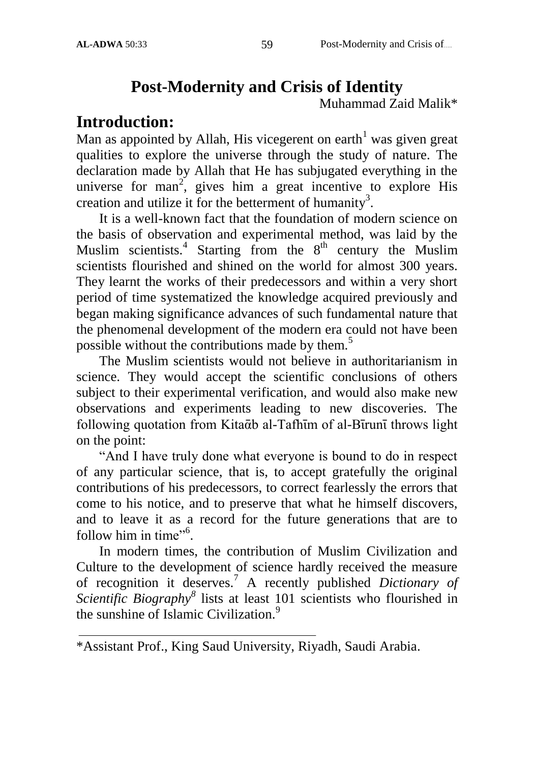# Post-Modernity and Crisis of Identity

Muhammad Zaid Malik*

## Introduction:

Man as appointed by Allah, His vicegerent on earth[1] was given great qualities to explore the universe through the study of nature. The declaration made by Allah that He has subjugated everything in the universe for man[2], gives him a great incentive to explore His creation and utilize it for the betterment of humanity[3].

It is a well-known fact that the foundation of modern science on the basis of observation and experimental method, was laid by the Muslim scientists.[4] Starting from the 8th century the Muslim scientists flourished and shined on the world for almost 300 years. They learnt the works of their predecessors and within a very short period of time systematized the knowledge acquired previously and began making significance advances of such fundamental nature that the phenomenal development of the modern era could not have been possible without the contributions made by them.[5]

The Muslim scientists would not believe in authoritarianism in science. They would accept the scientific conclusions of others subject to their experimental verification, and would also make new observations and experiments leading to new discoveries. The following quotation from Kitaᾱb al-Tafhīm of al-Bīrunī throws light on the point:

"And I have truly done what everyone is bound to do in respect of any particular science, that is, to accept gratefully the original contributions of his predecessors, to correct fearlessly the errors that come to his notice, and to preserve that what he himself discovers, and to leave it as a record for the future generations that are to follow him in time"[6].

In modern times, the contribution of Muslim Civilization and Culture to the development of science hardly received the measure of recognition it deserves.[7] A recently published *Dictionary of Scientific Biography*[8] lists at least 101 scientists who flourished in the sunshine of Islamic Civilization.[9]

---

*Assistant Prof., King Saud University, Riyadh, Saudi Arabia.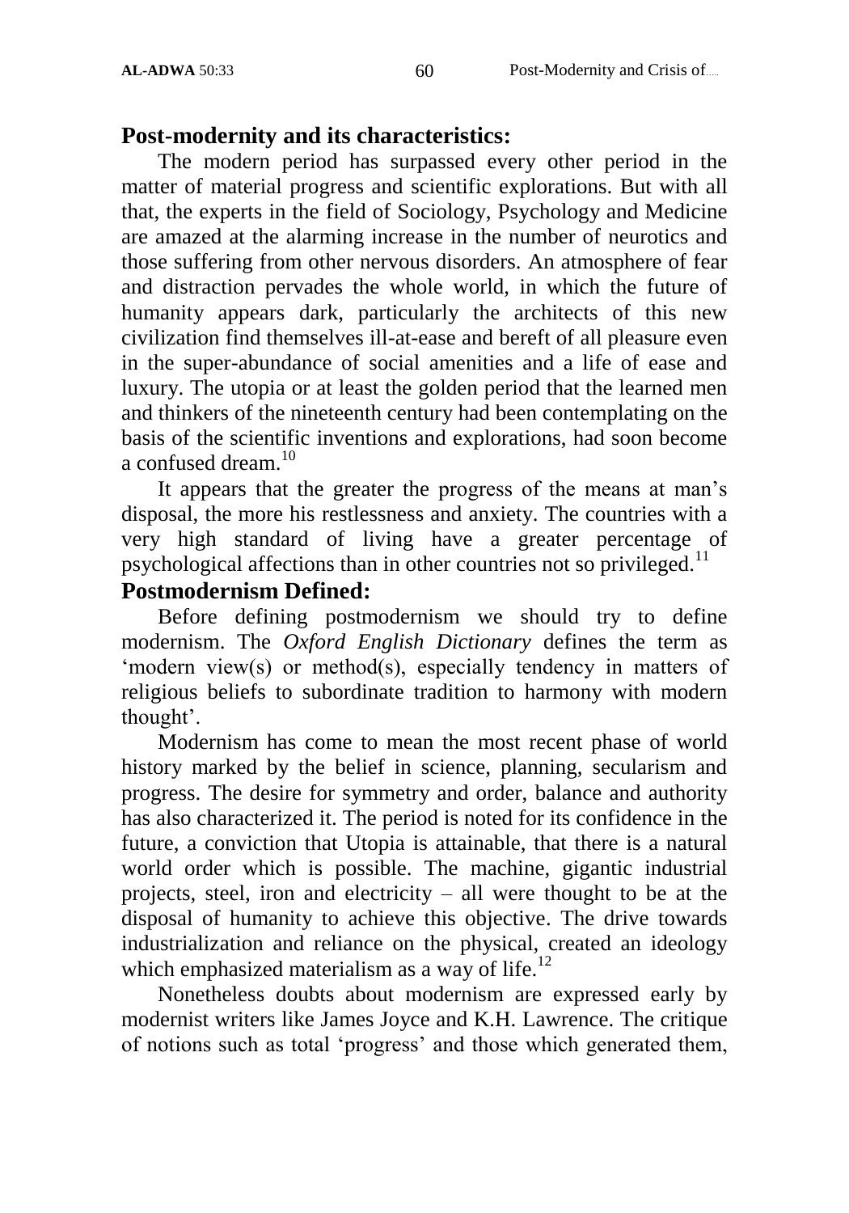## Post-modernity and its characteristics:

The modern period has surpassed every other period in the matter of material progress and scientific explorations. But with all that, the experts in the field of Sociology, Psychology and Medicine are amazed at the alarming increase in the number of neurotics and those suffering from other nervous disorders. An atmosphere of fear and distraction pervades the whole world, in which the future of humanity appears dark, particularly the architects of this new civilization find themselves ill-at-ease and bereft of all pleasure even in the super-abundance of social amenities and a life of ease and luxury. The utopia or at least the golden period that the learned men and thinkers of the nineteenth century had been contemplating on the basis of the scientific inventions and explorations, had soon become a confused dream.[10]

It appears that the greater the progress of the means at man's disposal, the more his restlessness and anxiety. The countries with a very high standard of living have a greater percentage of psychological affections than in other countries not so privileged.[11]

## Postmodernism Defined:

Before defining postmodernism we should try to define modernism. The *Oxford English Dictionary* defines the term as 'modern view(s) or method(s), especially tendency in matters of religious beliefs to subordinate tradition to harmony with modern thought'.

Modernism has come to mean the most recent phase of world history marked by the belief in science, planning, secularism and progress. The desire for symmetry and order, balance and authority has also characterized it. The period is noted for its confidence in the future, a conviction that Utopia is attainable, that there is a natural world order which is possible. The machine, gigantic industrial projects, steel, iron and electricity – all were thought to be at the disposal of humanity to achieve this objective. The drive towards industrialization and reliance on the physical, created an ideology which emphasized materialism as a way of life.[12]

Nonetheless doubts about modernism are expressed early by modernist writers like James Joyce and K.H. Lawrence. The critique of notions such as total 'progress' and those which generated them,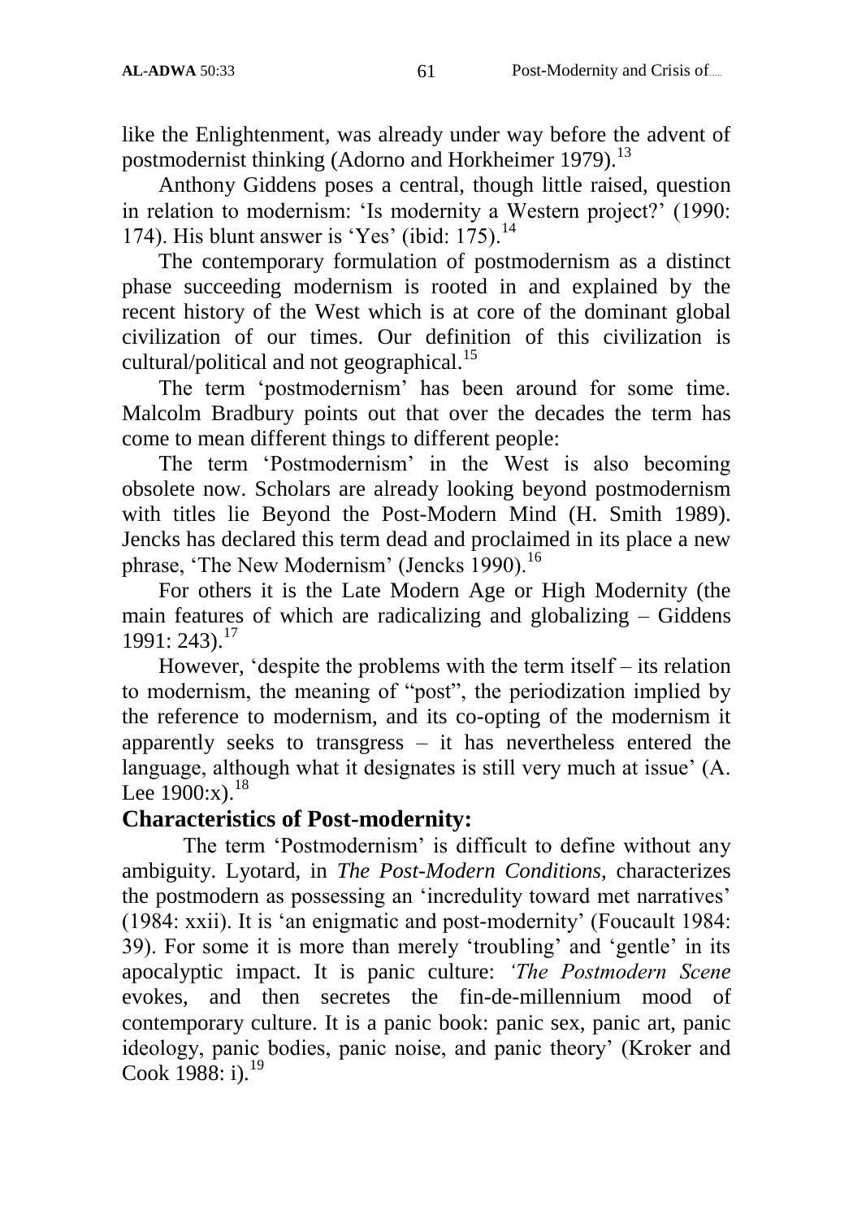like the Enlightenment, was already under way before the advent of postmodernist thinking (Adorno and Horkheimer 1979).[13]

Anthony Giddens poses a central, though little raised, question in relation to modernism: 'Is modernity a Western project?' (1990: 174). His blunt answer is 'Yes' (ibid: 175).[14]

The contemporary formulation of postmodernism as a distinct phase succeeding modernism is rooted in and explained by the recent history of the West which is at core of the dominant global civilization of our times. Our definition of this civilization is cultural/political and not geographical.[15]

The term 'postmodernism' has been around for some time. Malcolm Bradbury points out that over the decades the term has come to mean different things to different people:

The term 'Postmodernism' in the West is also becoming obsolete now. Scholars are already looking beyond postmodernism with titles lie Beyond the Post-Modern Mind (H. Smith 1989). Jencks has declared this term dead and proclaimed in its place a new phrase, 'The New Modernism' (Jencks 1990).[16]

For others it is the Late Modern Age or High Modernity (the main features of which are radicalizing and globalizing – Giddens 1991: 243).[17]

However, 'despite the problems with the term itself – its relation to modernism, the meaning of "post", the periodization implied by the reference to modernism, and its co-opting of the modernism it apparently seeks to transgress – it has nevertheless entered the language, although what it designates is still very much at issue' (A. Lee 1900:x).[18]

## Characteristics of Post-modernity:

The term 'Postmodernism' is difficult to define without any ambiguity. Lyotard, in *The Post-Modern Conditions*, characterizes the postmodern as possessing an 'incredulity toward met narratives' (1984: xxii). It is 'an enigmatic and post-modernity' (Foucault 1984: 39). For some it is more than merely 'troubling' and 'gentle' in its apocalyptic impact. It is panic culture: '*The Postmodern Scene* evokes, and then secretes the fin-de-millennium mood of contemporary culture. It is a panic book: panic sex, panic art, panic ideology, panic bodies, panic noise, and panic theory' (Kroker and Cook 1988: i).[19]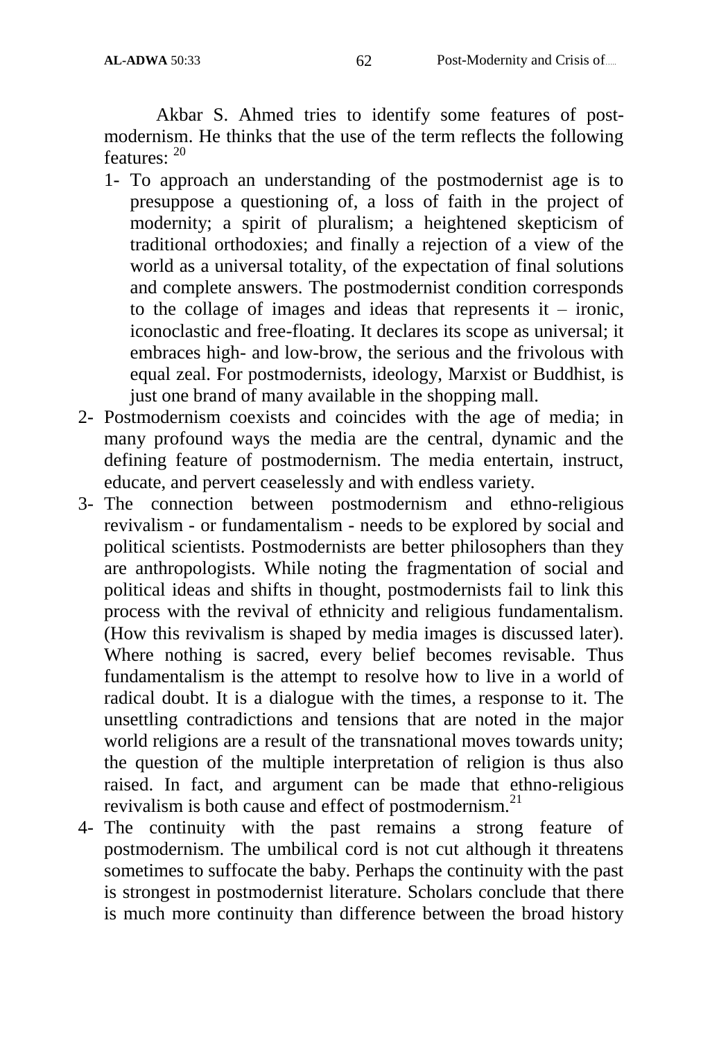Akbar S. Ahmed tries to identify some features of post-modernism. He thinks that the use of the term reflects the following features: [20]

1- To approach an understanding of the postmodernist age is to presuppose a questioning of, a loss of faith in the project of modernity; a spirit of pluralism; a heightened skepticism of traditional orthodoxies; and finally a rejection of a view of the world as a universal totality, of the expectation of final solutions and complete answers. The postmodernist condition corresponds to the collage of images and ideas that represents it – ironic, iconoclastic and free-floating. It declares its scope as universal; it embraces high- and low-brow, the serious and the frivolous with equal zeal. For postmodernists, ideology, Marxist or Buddhist, is just one brand of many available in the shopping mall.

2- Postmodernism coexists and coincides with the age of media; in many profound ways the media are the central, dynamic and the defining feature of postmodernism. The media entertain, instruct, educate, and pervert ceaselessly and with endless variety.

3- The connection between postmodernism and ethno-religious revivalism - or fundamentalism - needs to be explored by social and political scientists. Postmodernists are better philosophers than they are anthropologists. While noting the fragmentation of social and political ideas and shifts in thought, postmodernists fail to link this process with the revival of ethnicity and religious fundamentalism. (How this revivalism is shaped by media images is discussed later). Where nothing is sacred, every belief becomes revisable. Thus fundamentalism is the attempt to resolve how to live in a world of radical doubt. It is a dialogue with the times, a response to it. The unsettling contradictions and tensions that are noted in the major world religions are a result of the transnational moves towards unity; the question of the multiple interpretation of religion is thus also raised. In fact, and argument can be made that ethno-religious revivalism is both cause and effect of postmodernism.[21]

4- The continuity with the past remains a strong feature of postmodernism. The umbilical cord is not cut although it threatens sometimes to suffocate the baby. Perhaps the continuity with the past is strongest in postmodernist literature. Scholars conclude that there is much more continuity than difference between the broad history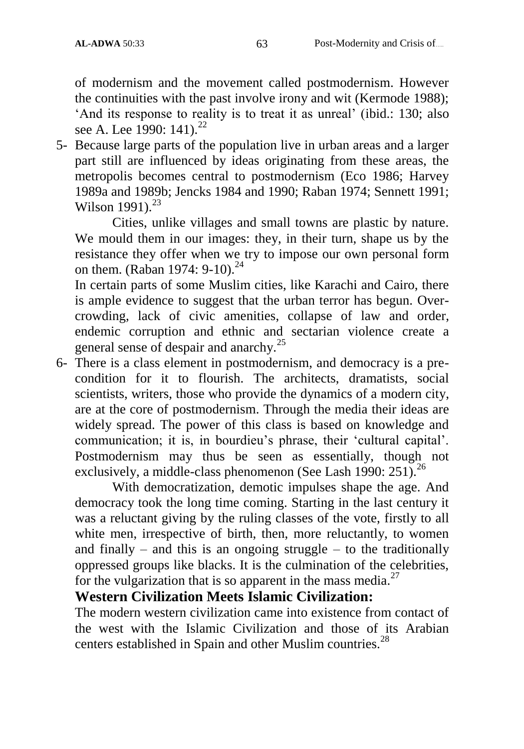of modernism and the movement called postmodernism. However the continuities with the past involve irony and wit (Kermode 1988); 'And its response to reality is to treat it as unreal' (ibid.: 130; also see A. Lee 1990: 141).[22]

5- Because large parts of the population live in urban areas and a larger part still are influenced by ideas originating from these areas, the metropolis becomes central to postmodernism (Eco 1986; Harvey 1989a and 1989b; Jencks 1984 and 1990; Raban 1974; Sennett 1991; Wilson 1991).[23]

   Cities, unlike villages and small towns are plastic by nature. We mould them in our images: they, in their turn, shape us by the resistance they offer when we try to impose our own personal form on them. (Raban 1974: 9-10).[24]

   In certain parts of some Muslim cities, like Karachi and Cairo, there is ample evidence to suggest that the urban terror has begun. Over-crowding, lack of civic amenities, collapse of law and order, endemic corruption and ethnic and sectarian violence create a general sense of despair and anarchy.[25]

6- There is a class element in postmodernism, and democracy is a pre-condition for it to flourish. The architects, dramatists, social scientists, writers, those who provide the dynamics of a modern city, are at the core of postmodernism. Through the media their ideas are widely spread. The power of this class is based on knowledge and communication; it is, in bourdieu's phrase, their 'cultural capital'. Postmodernism may thus be seen as essentially, though not exclusively, a middle-class phenomenon (See Lash 1990: 251).[26]

   With democratization, demotic impulses shape the age. And democracy took the long time coming. Starting in the last century it was a reluctant giving by the ruling classes of the vote, firstly to all white men, irrespective of birth, then, more reluctantly, to women and finally – and this is an ongoing struggle – to the traditionally oppressed groups like blacks. It is the culmination of the celebrities, for the vulgarization that is so apparent in the mass media.[27]

## Western Civilization Meets Islamic Civilization:

The modern western civilization came into existence from contact of the west with the Islamic Civilization and those of its Arabian centers established in Spain and other Muslim countries.[28]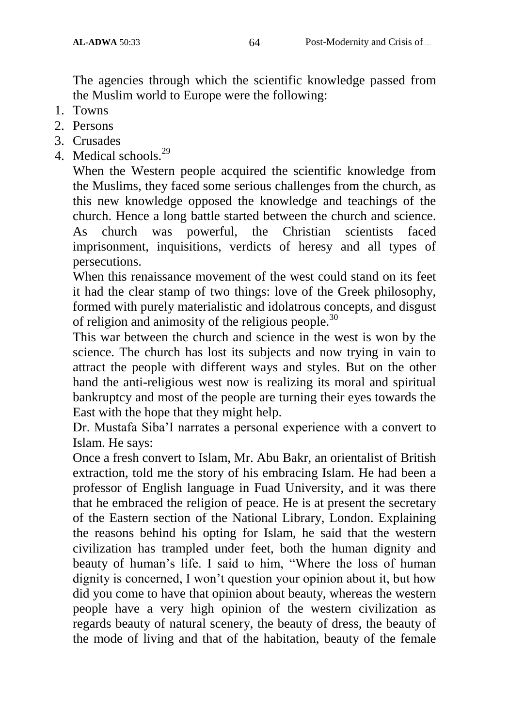The agencies through which the scientific knowledge passed from the Muslim world to Europe were the following:

1. Towns
2. Persons
3. Crusades
4. Medical schools.[29]

When the Western people acquired the scientific knowledge from the Muslims, they faced some serious challenges from the church, as this new knowledge opposed the knowledge and teachings of the church. Hence a long battle started between the church and science. As church was powerful, the Christian scientists faced imprisonment, inquisitions, verdicts of heresy and all types of persecutions.

When this renaissance movement of the west could stand on its feet it had the clear stamp of two things: love of the Greek philosophy, formed with purely materialistic and idolatrous concepts, and disgust of religion and animosity of the religious people.[30]

This war between the church and science in the west is won by the science. The church has lost its subjects and now trying in vain to attract the people with different ways and styles. But on the other hand the anti-religious west now is realizing its moral and spiritual bankruptcy and most of the people are turning their eyes towards the East with the hope that they might help.

Dr. Mustafa Siba'I narrates a personal experience with a convert to Islam. He says:

Once a fresh convert to Islam, Mr. Abu Bakr, an orientalist of British extraction, told me the story of his embracing Islam. He had been a professor of English language in Fuad University, and it was there that he embraced the religion of peace. He is at present the secretary of the Eastern section of the National Library, London. Explaining the reasons behind his opting for Islam, he said that the western civilization has trampled under feet, both the human dignity and beauty of human's life. I said to him, "Where the loss of human dignity is concerned, I won't question your opinion about it, but how did you come to have that opinion about beauty, whereas the western people have a very high opinion of the western civilization as regards beauty of natural scenery, the beauty of dress, the beauty of the mode of living and that of the habitation, beauty of the female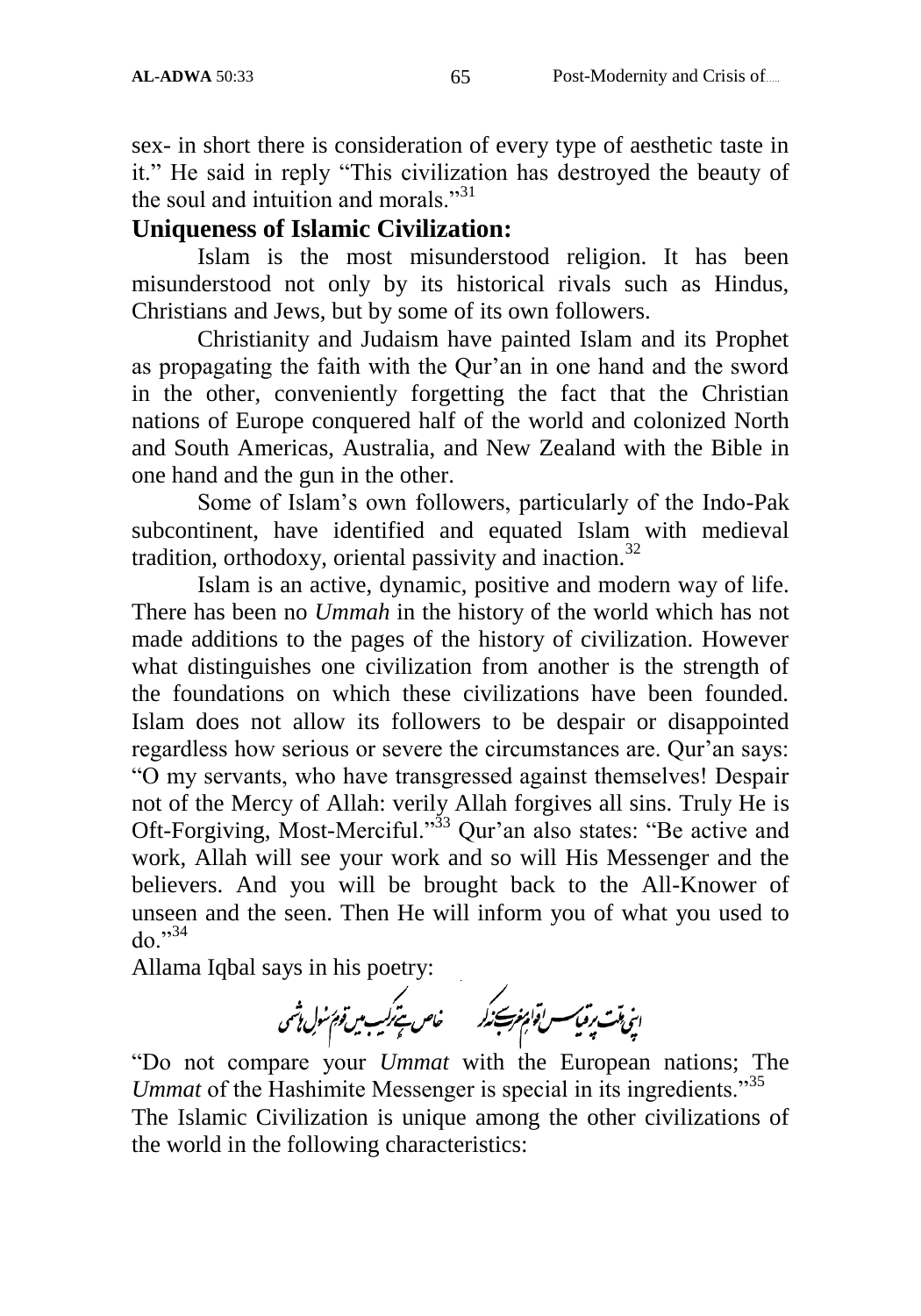sex- in short there is consideration of every type of aesthetic taste in it." He said in reply "This civilization has destroyed the beauty of the soul and intuition and morals."[31]

## Uniqueness of Islamic Civilization:

Islam is the most misunderstood religion. It has been misunderstood not only by its historical rivals such as Hindus, Christians and Jews, but by some of its own followers.

Christianity and Judaism have painted Islam and its Prophet as propagating the faith with the Qur'an in one hand and the sword in the other, conveniently forgetting the fact that the Christian nations of Europe conquered half of the world and colonized North and South Americas, Australia, and New Zealand with the Bible in one hand and the gun in the other.

Some of Islam's own followers, particularly of the Indo-Pak subcontinent, have identified and equated Islam with medieval tradition, orthodoxy, oriental passivity and inaction.[32]

Islam is an active, dynamic, positive and modern way of life. There has been no *Ummah* in the history of the world which has not made additions to the pages of the history of civilization. However what distinguishes one civilization from another is the strength of the foundations on which these civilizations have been founded. Islam does not allow its followers to be despair or disappointed regardless how serious or severe the circumstances are. Qur'an says: "O my servants, who have transgressed against themselves! Despair not of the Mercy of Allah: verily Allah forgives all sins. Truly He is Oft-Forgiving, Most-Merciful."[33] Qur'an also states: "Be active and work, Allah will see your work and so will His Messenger and the believers. And you will be brought back to the All-Knower of unseen and the seen. Then He will inform you of what you used to do."[34]

Allama Iqbal says in his poetry:

اپنی ملت پر قیاس اقوامِ مغرب سے نہ کر　　خاص ہے ترکیب میں قومِ رسولِ ہاشمی

"Do not compare your *Ummat* with the European nations; The *Ummat* of the Hashimite Messenger is special in its ingredients."[35]

The Islamic Civilization is unique among the other civilizations of the world in the following characteristics: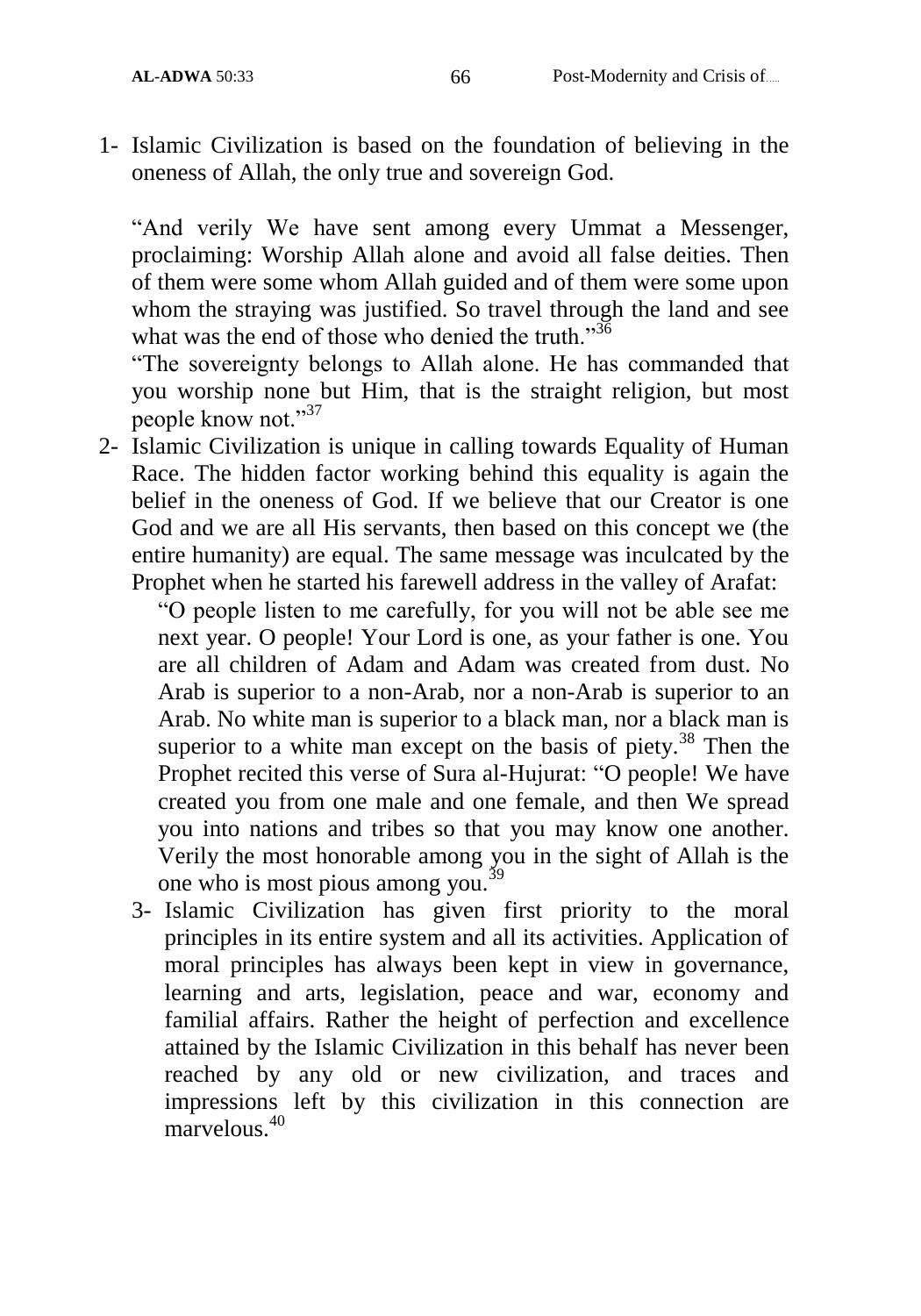1- Islamic Civilization is based on the foundation of believing in the oneness of Allah, the only true and sovereign God.

   "And verily We have sent among every Ummat a Messenger, proclaiming: Worship Allah alone and avoid all false deities. Then of them were some whom Allah guided and of them were some upon whom the straying was justified. So travel through the land and see what was the end of those who denied the truth."[36]

   "The sovereignty belongs to Allah alone. He has commanded that you worship none but Him, that is the straight religion, but most people know not."[37]

2- Islamic Civilization is unique in calling towards Equality of Human Race. The hidden factor working behind this equality is again the belief in the oneness of God. If we believe that our Creator is one God and we are all His servants, then based on this concept we (the entire humanity) are equal. The same message was inculcated by the Prophet when he started his farewell address in the valley of Arafat:

   "O people listen to me carefully, for you will not be able see me next year. O people! Your Lord is one, as your father is one. You are all children of Adam and Adam was created from dust. No Arab is superior to a non-Arab, nor a non-Arab is superior to an Arab. No white man is superior to a black man, nor a black man is superior to a white man except on the basis of piety.[38] Then the Prophet recited this verse of Sura al-Hujurat: "O people! We have created you from one male and one female, and then We spread you into nations and tribes so that you may know one another. Verily the most honorable among you in the sight of Allah is the one who is most pious among you.[39]

3- Islamic Civilization has given first priority to the moral principles in its entire system and all its activities. Application of moral principles has always been kept in view in governance, learning and arts, legislation, peace and war, economy and familial affairs. Rather the height of perfection and excellence attained by the Islamic Civilization in this behalf has never been reached by any old or new civilization, and traces and impressions left by this civilization in this connection are marvelous.[40]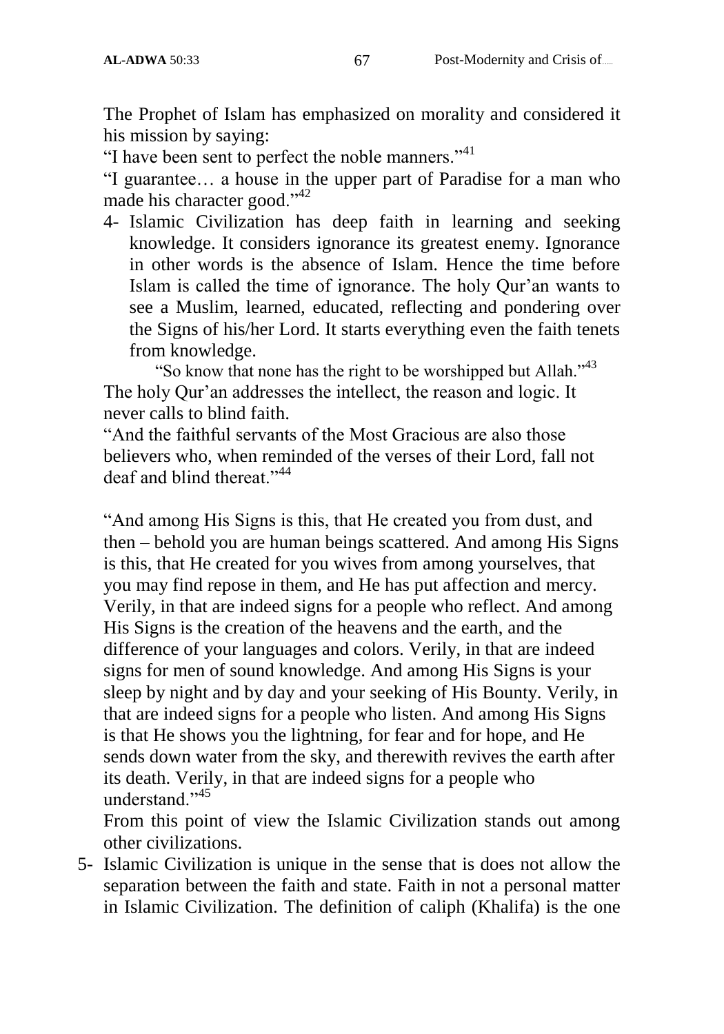The Prophet of Islam has emphasized on morality and considered it his mission by saying:

"I have been sent to perfect the noble manners."[41]

"I guarantee… a house in the upper part of Paradise for a man who made his character good."[42]

4- Islamic Civilization has deep faith in learning and seeking knowledge. It considers ignorance its greatest enemy. Ignorance in other words is the absence of Islam. Hence the time before Islam is called the time of ignorance. The holy Qur'an wants to see a Muslim, learned, educated, reflecting and pondering over the Signs of his/her Lord. It starts everything even the faith tenets from knowledge.

"So know that none has the right to be worshipped but Allah."[43]

The holy Qur'an addresses the intellect, the reason and logic. It never calls to blind faith.

"And the faithful servants of the Most Gracious are also those believers who, when reminded of the verses of their Lord, fall not deaf and blind thereat."[44]

"And among His Signs is this, that He created you from dust, and then – behold you are human beings scattered. And among His Signs is this, that He created for you wives from among yourselves, that you may find repose in them, and He has put affection and mercy. Verily, in that are indeed signs for a people who reflect. And among His Signs is the creation of the heavens and the earth, and the difference of your languages and colors. Verily, in that are indeed signs for men of sound knowledge. And among His Signs is your sleep by night and by day and your seeking of His Bounty. Verily, in that are indeed signs for a people who listen. And among His Signs is that He shows you the lightning, for fear and for hope, and He sends down water from the sky, and therewith revives the earth after its death. Verily, in that are indeed signs for a people who understand."[45]

From this point of view the Islamic Civilization stands out among other civilizations.

5- Islamic Civilization is unique in the sense that is does not allow the separation between the faith and state. Faith in not a personal matter in Islamic Civilization. The definition of caliph (Khalifa) is the one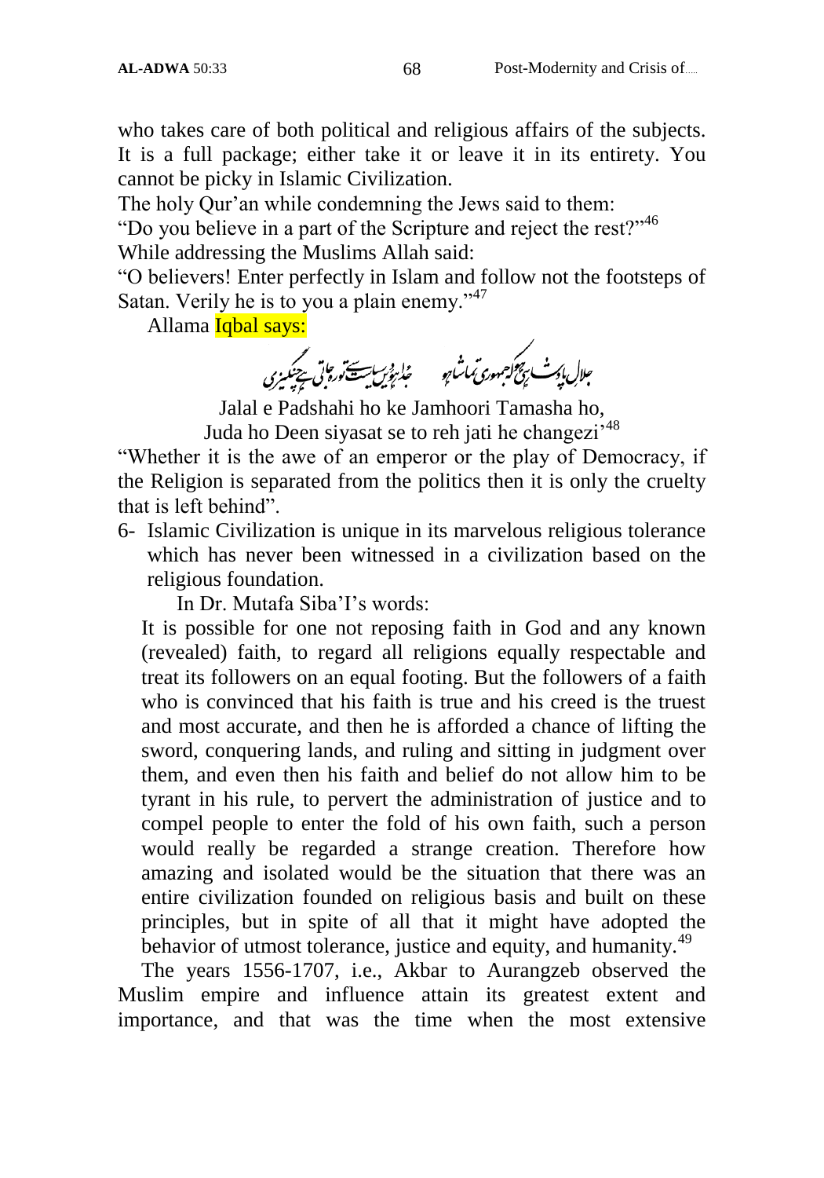who takes care of both political and religious affairs of the subjects. It is a full package; either take it or leave it in its entirety. You cannot be picky in Islamic Civilization.

The holy Qur'an while condemning the Jews said to them:

"Do you believe in a part of the Scripture and reject the rest?"[46]

While addressing the Muslims Allah said:

"O believers! Enter perfectly in Islam and follow not the footsteps of Satan. Verily he is to you a plain enemy."[47]

Allama Iqbal says:

جلالِ پادشاہی ہو کہ جمہوری تماشا ہو جدا ہو دیں سیاست سے تو رہ جاتی ہے چنگیزی

Jalal e Padshahi ho ke Jamhoori Tamasha ho,
Juda ho Deen siyasat se to reh jati he changezi'[48]

"Whether it is the awe of an emperor or the play of Democracy, if the Religion is separated from the politics then it is only the cruelty that is left behind".

6- Islamic Civilization is unique in its marvelous religious tolerance which has never been witnessed in a civilization based on the religious foundation.

In Dr. Mutafa Siba'I's words:

It is possible for one not reposing faith in God and any known (revealed) faith, to regard all religions equally respectable and treat its followers on an equal footing. But the followers of a faith who is convinced that his faith is true and his creed is the truest and most accurate, and then he is afforded a chance of lifting the sword, conquering lands, and ruling and sitting in judgment over them, and even then his faith and belief do not allow him to be tyrant in his rule, to pervert the administration of justice and to compel people to enter the fold of his own faith, such a person would really be regarded a strange creation. Therefore how amazing and isolated would be the situation that there was an entire civilization founded on religious basis and built on these principles, but in spite of all that it might have adopted the behavior of utmost tolerance, justice and equity, and humanity.[49]

The years 1556-1707, i.e., Akbar to Aurangzeb observed the Muslim empire and influence attain its greatest extent and importance, and that was the time when the most extensive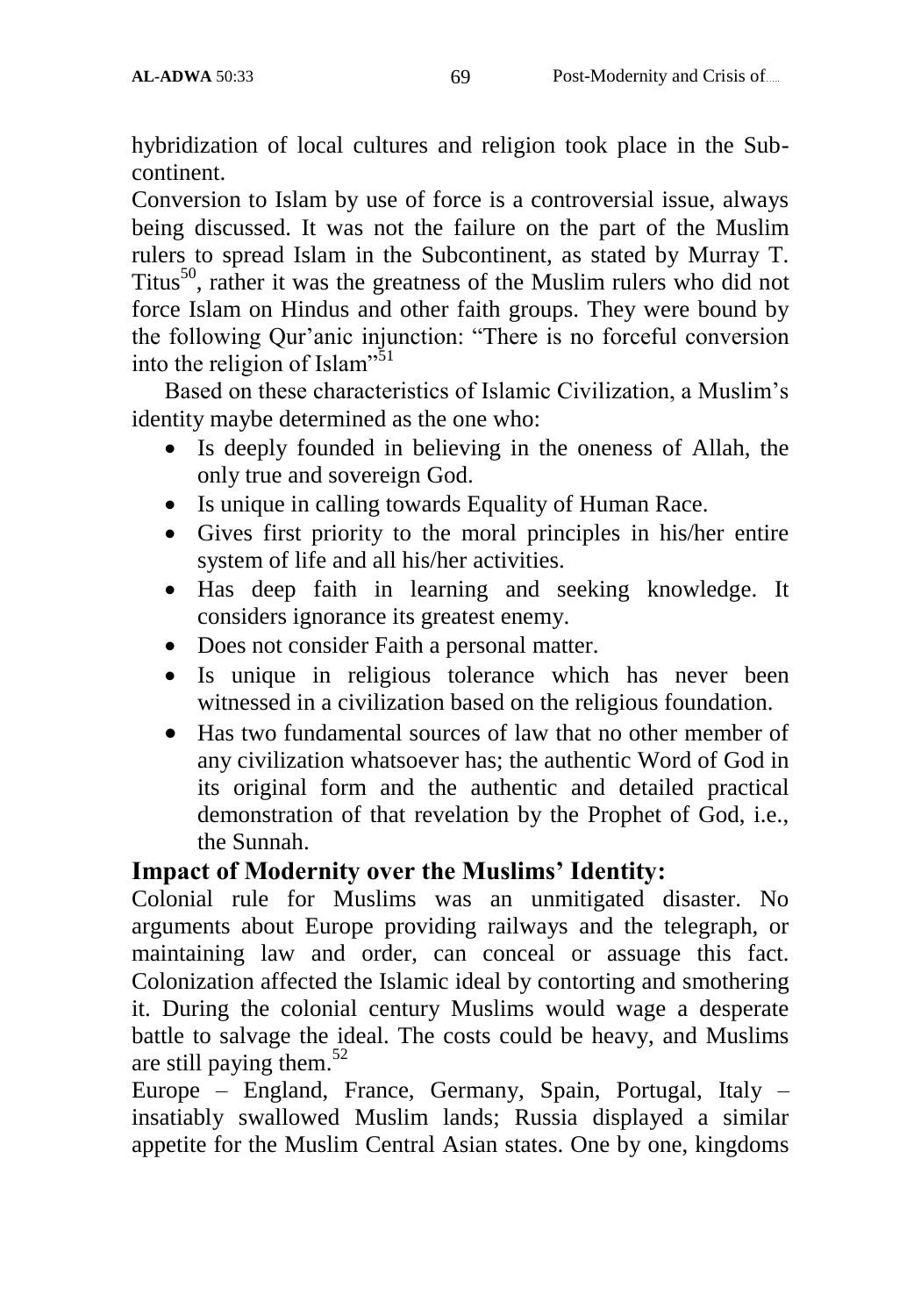hybridization of local cultures and religion took place in the Sub-continent.

Conversion to Islam by use of force is a controversial issue, always being discussed. It was not the failure on the part of the Muslim rulers to spread Islam in the Subcontinent, as stated by Murray T. Titus[50], rather it was the greatness of the Muslim rulers who did not force Islam on Hindus and other faith groups. They were bound by the following Qur'anic injunction: "There is no forceful conversion into the religion of Islam"[51]

Based on these characteristics of Islamic Civilization, a Muslim's identity maybe determined as the one who:

- Is deeply founded in believing in the oneness of Allah, the only true and sovereign God.
- Is unique in calling towards Equality of Human Race.
- Gives first priority to the moral principles in his/her entire system of life and all his/her activities.
- Has deep faith in learning and seeking knowledge. It considers ignorance its greatest enemy.
- Does not consider Faith a personal matter.
- Is unique in religious tolerance which has never been witnessed in a civilization based on the religious foundation.
- Has two fundamental sources of law that no other member of any civilization whatsoever has; the authentic Word of God in its original form and the authentic and detailed practical demonstration of that revelation by the Prophet of God, i.e., the Sunnah.

## Impact of Modernity over the Muslims' Identity:

Colonial rule for Muslims was an unmitigated disaster. No arguments about Europe providing railways and the telegraph, or maintaining law and order, can conceal or assuage this fact. Colonization affected the Islamic ideal by contorting and smothering it. During the colonial century Muslims would wage a desperate battle to salvage the ideal. The costs could be heavy, and Muslims are still paying them.[52]

Europe – England, France, Germany, Spain, Portugal, Italy – insatiably swallowed Muslim lands; Russia displayed a similar appetite for the Muslim Central Asian states. One by one, kingdoms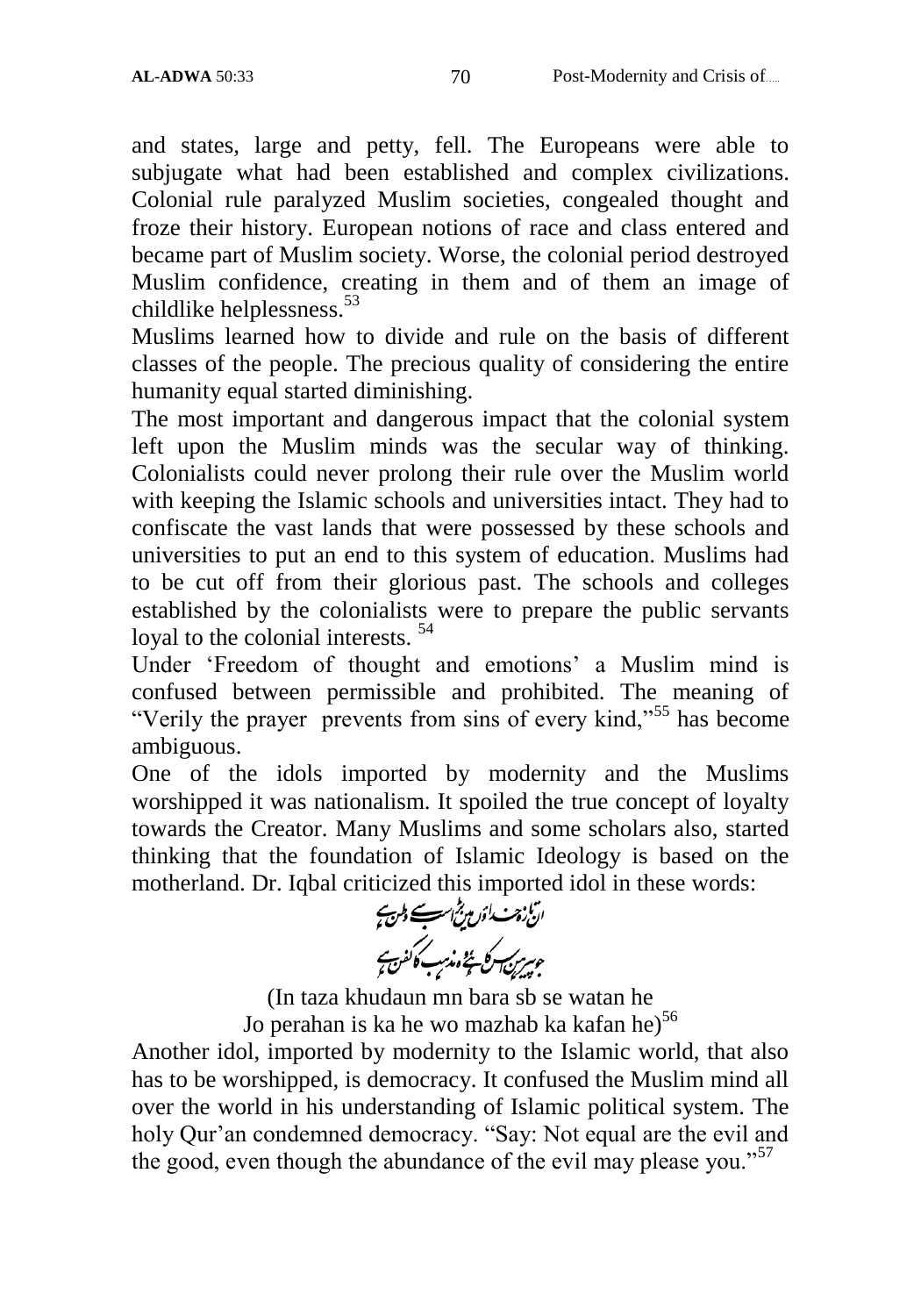and states, large and petty, fell. The Europeans were able to subjugate what had been established and complex civilizations. Colonial rule paralyzed Muslim societies, congealed thought and froze their history. European notions of race and class entered and became part of Muslim society. Worse, the colonial period destroyed Muslim confidence, creating in them and of them an image of childlike helplessness.[53]

Muslims learned how to divide and rule on the basis of different classes of the people. The precious quality of considering the entire humanity equal started diminishing.

The most important and dangerous impact that the colonial system left upon the Muslim minds was the secular way of thinking. Colonialists could never prolong their rule over the Muslim world with keeping the Islamic schools and universities intact. They had to confiscate the vast lands that were possessed by these schools and universities to put an end to this system of education. Muslims had to be cut off from their glorious past. The schools and colleges established by the colonialists were to prepare the public servants loyal to the colonial interests. [54]

Under 'Freedom of thought and emotions' a Muslim mind is confused between permissible and prohibited. The meaning of "Verily the prayer prevents from sins of every kind,"[55] has become ambiguous.

One of the idols imported by modernity and the Muslims worshipped it was nationalism. It spoiled the true concept of loyalty towards the Creator. Many Muslims and some scholars also, started thinking that the foundation of Islamic Ideology is based on the motherland. Dr. Iqbal criticized this imported idol in these words:

ان تازہ خداؤں میں بڑا سب سے وطن ہے
جو پیرہن اس کا ہے وہ مذہب کا کفن ہے

(In taza khudaun mn bara sb se watan he
Jo perahan is ka he wo mazhab ka kafan he)[56]

Another idol, imported by modernity to the Islamic world, that also has to be worshipped, is democracy. It confused the Muslim mind all over the world in his understanding of Islamic political system. The holy Qur'an condemned democracy. "Say: Not equal are the evil and the good, even though the abundance of the evil may please you."[57]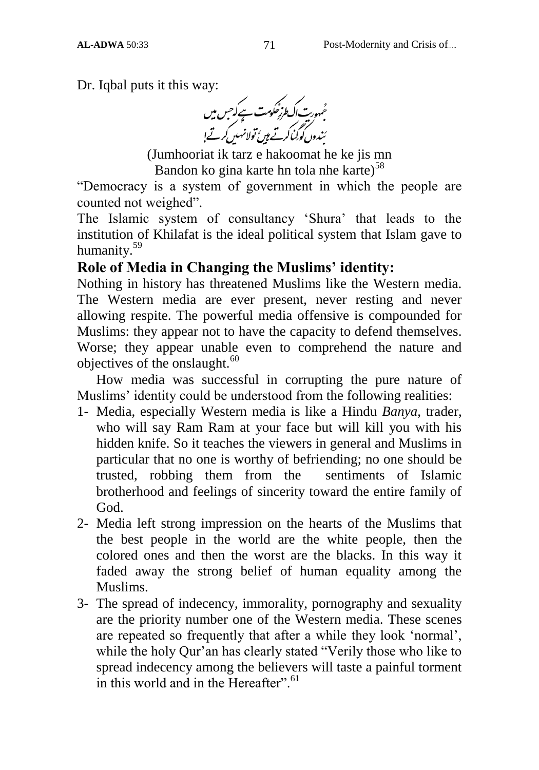Dr. Iqbal puts it this way:

جمہوریت اک طرزِ حکومت ہے کہ جس میں
بندوں کو گِنا کرتے ہیں، تولا نہیں کرتے!

(Jumhooriat ik tarz e hakoomat he ke jis mn
Bandon ko gina karte hn tola nhe karte)[58]

"Democracy is a system of government in which the people are counted not weighed".

The Islamic system of consultancy 'Shura' that leads to the institution of Khilafat is the ideal political system that Islam gave to humanity.[59]

## Role of Media in Changing the Muslims' identity:

Nothing in history has threatened Muslims like the Western media. The Western media are ever present, never resting and never allowing respite. The powerful media offensive is compounded for Muslims: they appear not to have the capacity to defend themselves. Worse; they appear unable even to comprehend the nature and objectives of the onslaught.[60]

How media was successful in corrupting the pure nature of Muslims' identity could be understood from the following realities:

1- Media, especially Western media is like a Hindu *Banya*, trader, who will say Ram Ram at your face but will kill you with his hidden knife. So it teaches the viewers in general and Muslims in particular that no one is worthy of befriending; no one should be trusted, robbing them from the sentiments of Islamic brotherhood and feelings of sincerity toward the entire family of God.

2- Media left strong impression on the hearts of the Muslims that the best people in the world are the white people, then the colored ones and then the worst are the blacks. In this way it faded away the strong belief of human equality among the Muslims.

3- The spread of indecency, immorality, pornography and sexuality are the priority number one of the Western media. These scenes are repeated so frequently that after a while they look 'normal', while the holy Qur'an has clearly stated "Verily those who like to spread indecency among the believers will taste a painful torment in this world and in the Hereafter".[61]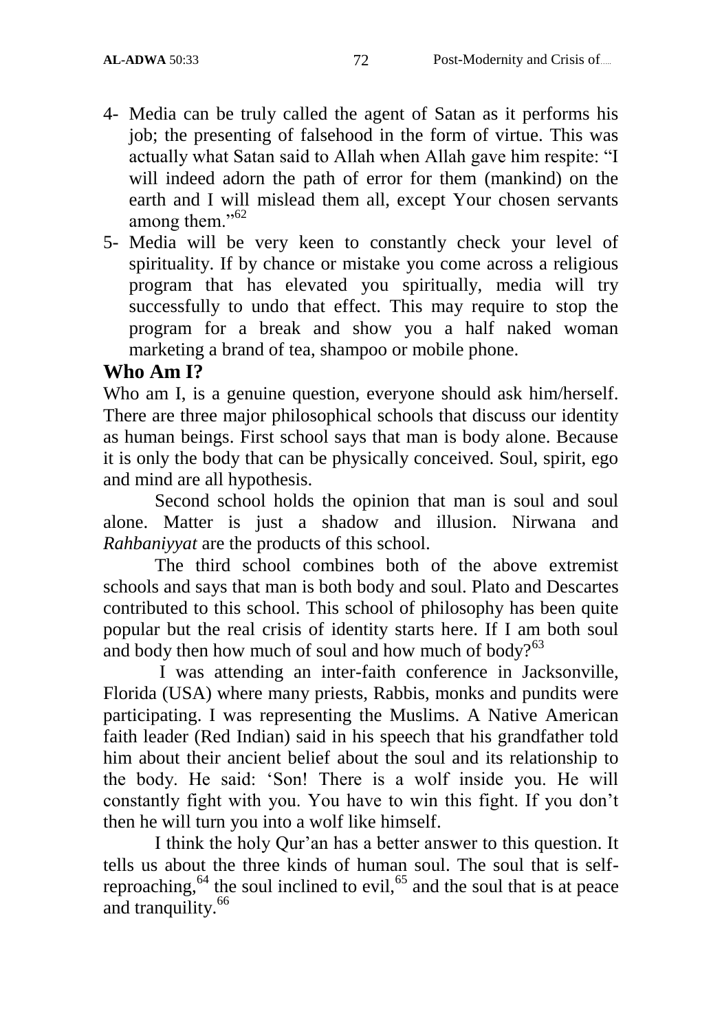4- Media can be truly called the agent of Satan as it performs his job; the presenting of falsehood in the form of virtue. This was actually what Satan said to Allah when Allah gave him respite: "I will indeed adorn the path of error for them (mankind) on the earth and I will mislead them all, except Your chosen servants among them."[62]

5- Media will be very keen to constantly check your level of spirituality. If by chance or mistake you come across a religious program that has elevated you spiritually, media will try successfully to undo that effect. This may require to stop the program for a break and show you a half naked woman marketing a brand of tea, shampoo or mobile phone.

## Who Am I?

Who am I, is a genuine question, everyone should ask him/herself. There are three major philosophical schools that discuss our identity as human beings. First school says that man is body alone. Because it is only the body that can be physically conceived. Soul, spirit, ego and mind are all hypothesis.

Second school holds the opinion that man is soul and soul alone. Matter is just a shadow and illusion. Nirwana and *Rahbaniyyat* are the products of this school.

The third school combines both of the above extremist schools and says that man is both body and soul. Plato and Descartes contributed to this school. This school of philosophy has been quite popular but the real crisis of identity starts here. If I am both soul and body then how much of soul and how much of body?[63]

I was attending an inter-faith conference in Jacksonville, Florida (USA) where many priests, Rabbis, monks and pundits were participating. I was representing the Muslims. A Native American faith leader (Red Indian) said in his speech that his grandfather told him about their ancient belief about the soul and its relationship to the body. He said: 'Son! There is a wolf inside you. He will constantly fight with you. You have to win this fight. If you don't then he will turn you into a wolf like himself.

I think the holy Qur'an has a better answer to this question. It tells us about the three kinds of human soul. The soul that is self-reproaching,[64] the soul inclined to evil,[65] and the soul that is at peace and tranquility.[66]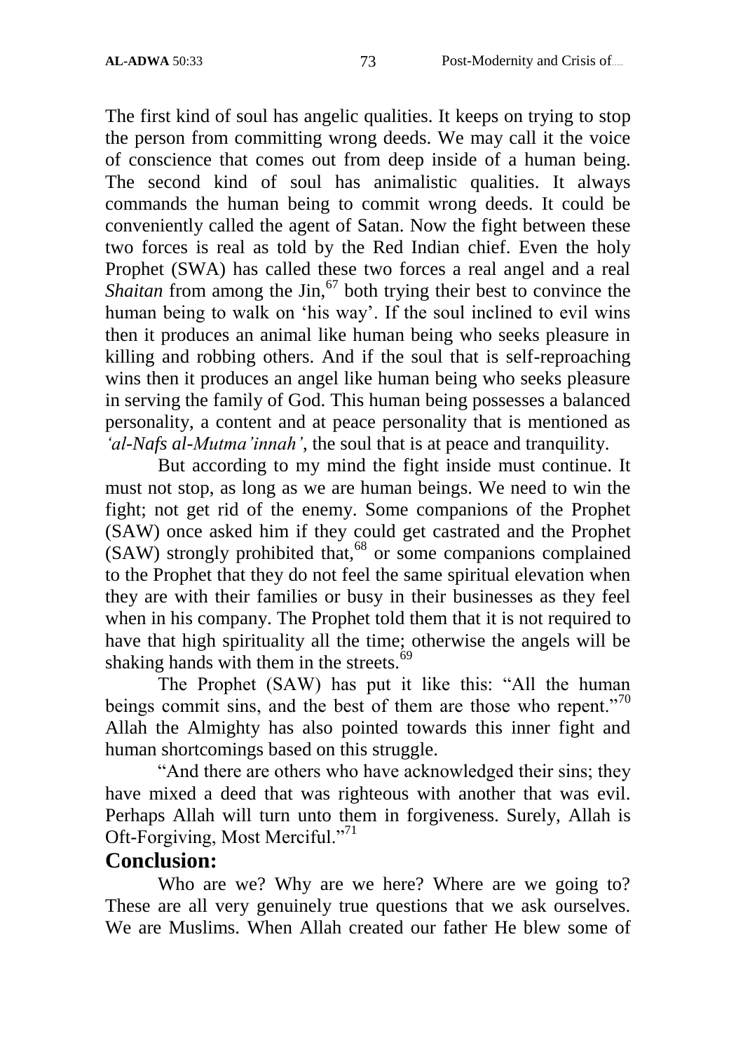The first kind of soul has angelic qualities. It keeps on trying to stop the person from committing wrong deeds. We may call it the voice of conscience that comes out from deep inside of a human being. The second kind of soul has animalistic qualities. It always commands the human being to commit wrong deeds. It could be conveniently called the agent of Satan. Now the fight between these two forces is real as told by the Red Indian chief. Even the holy Prophet (SWA) has called these two forces a real angel and a real *Shaitan* from among the Jin,[67] both trying their best to convince the human being to walk on 'his way'. If the soul inclined to evil wins then it produces an animal like human being who seeks pleasure in killing and robbing others. And if the soul that is self-reproaching wins then it produces an angel like human being who seeks pleasure in serving the family of God. This human being possesses a balanced personality, a content and at peace personality that is mentioned as *'al-Nafs al-Mutma'innah'*, the soul that is at peace and tranquility.

But according to my mind the fight inside must continue. It must not stop, as long as we are human beings. We need to win the fight; not get rid of the enemy. Some companions of the Prophet (SAW) once asked him if they could get castrated and the Prophet (SAW) strongly prohibited that,[68] or some companions complained to the Prophet that they do not feel the same spiritual elevation when they are with their families or busy in their businesses as they feel when in his company. The Prophet told them that it is not required to have that high spirituality all the time; otherwise the angels will be shaking hands with them in the streets.[69]

The Prophet (SAW) has put it like this: "All the human beings commit sins, and the best of them are those who repent."[70] Allah the Almighty has also pointed towards this inner fight and human shortcomings based on this struggle.

"And there are others who have acknowledged their sins; they have mixed a deed that was righteous with another that was evil. Perhaps Allah will turn unto them in forgiveness. Surely, Allah is Oft-Forgiving, Most Merciful."[71]

## Conclusion:

Who are we? Why are we here? Where are we going to? These are all very genuinely true questions that we ask ourselves. We are Muslims. When Allah created our father He blew some of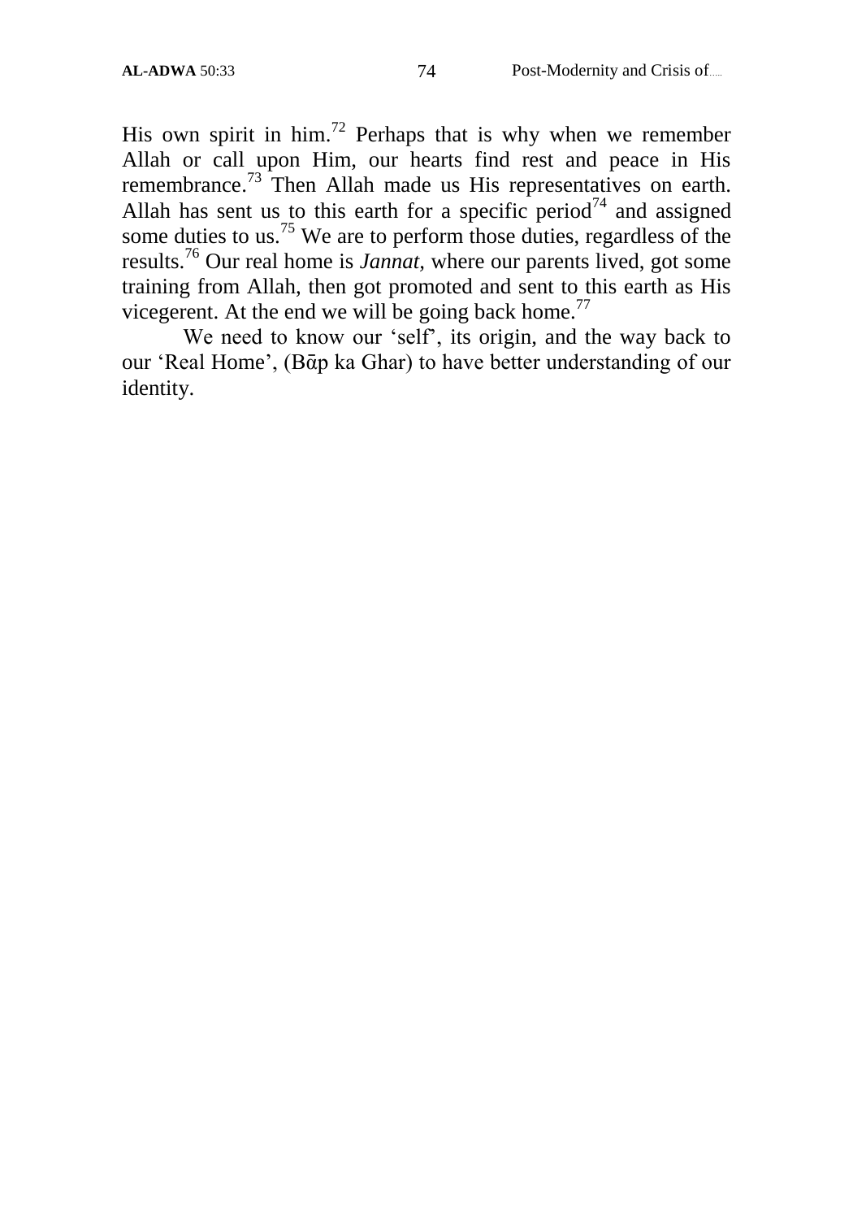His own spirit in him.[72] Perhaps that is why when we remember Allah or call upon Him, our hearts find rest and peace in His remembrance.[73] Then Allah made us His representatives on earth. Allah has sent us to this earth for a specific period[74] and assigned some duties to us.[75] We are to perform those duties, regardless of the results.[76] Our real home is *Jannat*, where our parents lived, got some training from Allah, then got promoted and sent to this earth as His vicegerent. At the end we will be going back home.[77]

We need to know our 'self', its origin, and the way back to our 'Real Home', (Bᾱp ka Ghar) to have better understanding of our identity.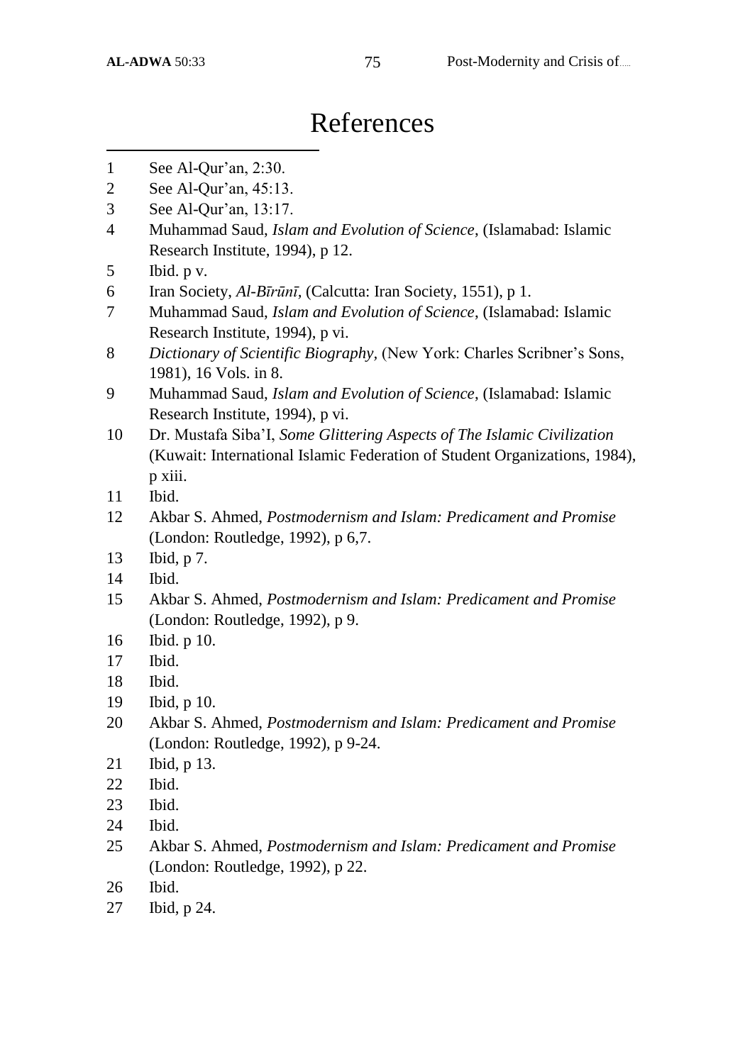# References

1 See Al-Qur'an, 2:30.

2 See Al-Qur'an, 45:13.

3 See Al-Qur'an, 13:17.

4 Muhammad Saud, *Islam and Evolution of Science*, (Islamabad: Islamic Research Institute, 1994), p 12.

5 Ibid. p v.

6 Iran Society, *Al-Bīrūnī*, (Calcutta: Iran Society, 1551), p 1.

7 Muhammad Saud, *Islam and Evolution of Science*, (Islamabad: Islamic Research Institute, 1994), p vi.

8 *Dictionary of Scientific Biography*, (New York: Charles Scribner's Sons, 1981), 16 Vols. in 8.

9 Muhammad Saud, *Islam and Evolution of Science*, (Islamabad: Islamic Research Institute, 1994), p vi.

10 Dr. Mustafa Siba'I, *Some Glittering Aspects of The Islamic Civilization* (Kuwait: International Islamic Federation of Student Organizations, 1984), p xiii.

11 Ibid.

12 Akbar S. Ahmed, *Postmodernism and Islam: Predicament and Promise* (London: Routledge, 1992), p 6,7.

13 Ibid, p 7.

14 Ibid.

15 Akbar S. Ahmed, *Postmodernism and Islam: Predicament and Promise* (London: Routledge, 1992), p 9.

16 Ibid. p 10.

17 Ibid.

18 Ibid.

19 Ibid, p 10.

20 Akbar S. Ahmed, *Postmodernism and Islam: Predicament and Promise* (London: Routledge, 1992), p 9-24.

21 Ibid, p 13.

22 Ibid.

23 Ibid.

24 Ibid.

25 Akbar S. Ahmed, *Postmodernism and Islam: Predicament and Promise* (London: Routledge, 1992), p 22.

26 Ibid.

27 Ibid, p 24.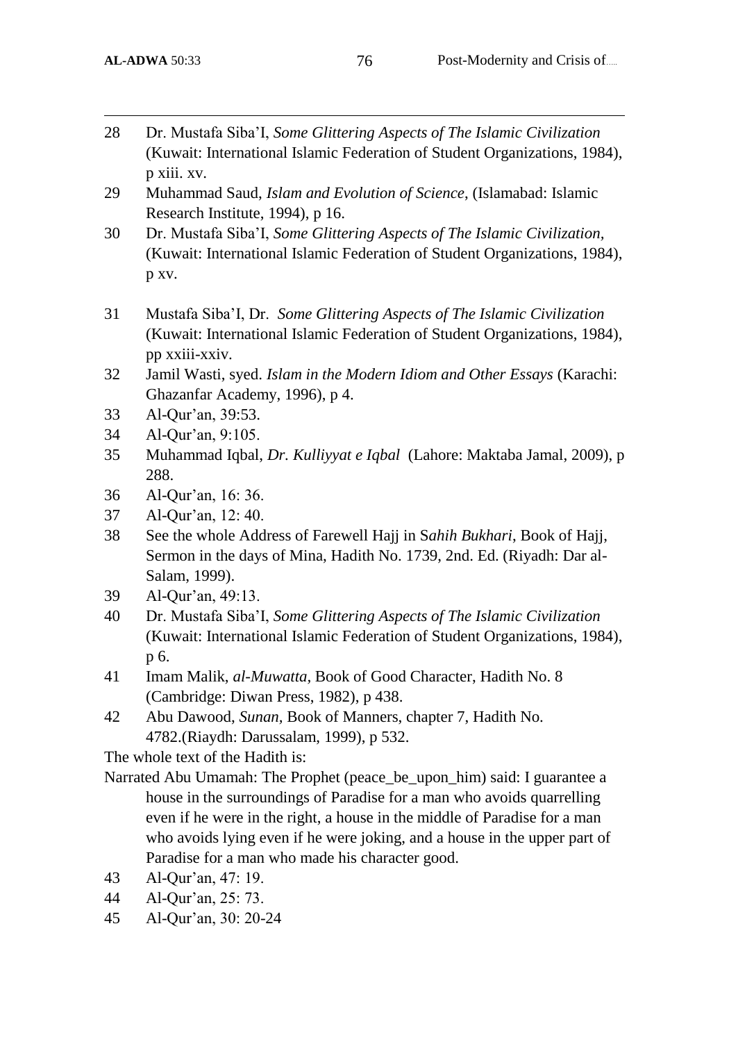28 Dr. Mustafa Siba'I, *Some Glittering Aspects of The Islamic Civilization* (Kuwait: International Islamic Federation of Student Organizations, 1984), p xiii. xv.

29 Muhammad Saud, *Islam and Evolution of Science*, (Islamabad: Islamic Research Institute, 1994), p 16.

30 Dr. Mustafa Siba'I, *Some Glittering Aspects of The Islamic Civilization*, (Kuwait: International Islamic Federation of Student Organizations, 1984), p xv.

31 Mustafa Siba'I, Dr. *Some Glittering Aspects of The Islamic Civilization* (Kuwait: International Islamic Federation of Student Organizations, 1984), pp xxiii-xxiv.

32 Jamil Wasti, syed. *Islam in the Modern Idiom and Other Essays* (Karachi: Ghazanfar Academy, 1996), p 4.

33 Al-Qur'an, 39:53.

34 Al-Qur'an, 9:105.

35 Muhammad Iqbal, *Dr. Kulliyyat e Iqbal* (Lahore: Maktaba Jamal, 2009), p 288.

36 Al-Qur'an, 16: 36.

37 Al-Qur'an, 12: 40.

38 See the whole Address of Farewell Hajj in S*ahih Bukhari*, Book of Hajj, Sermon in the days of Mina, Hadith No. 1739, 2nd. Ed. (Riyadh: Dar al-Salam, 1999).

39 Al-Qur'an, 49:13.

40 Dr. Mustafa Siba'I, *Some Glittering Aspects of The Islamic Civilization* (Kuwait: International Islamic Federation of Student Organizations, 1984), p 6.

41 Imam Malik, *al-Muwatta*, Book of Good Character, Hadith No. 8 (Cambridge: Diwan Press, 1982), p 438.

42 Abu Dawood, *Sunan*, Book of Manners, chapter 7, Hadith No. 4782.(Riaydh: Darussalam, 1999), p 532.

The whole text of the Hadith is:

Narrated Abu Umamah: The Prophet (peace_be_upon_him) said: I guarantee a house in the surroundings of Paradise for a man who avoids quarrelling even if he were in the right, a house in the middle of Paradise for a man who avoids lying even if he were joking, and a house in the upper part of Paradise for a man who made his character good.

43 Al-Qur'an, 47: 19.

44 Al-Qur'an, 25: 73.

45 Al-Qur'an, 30: 20-24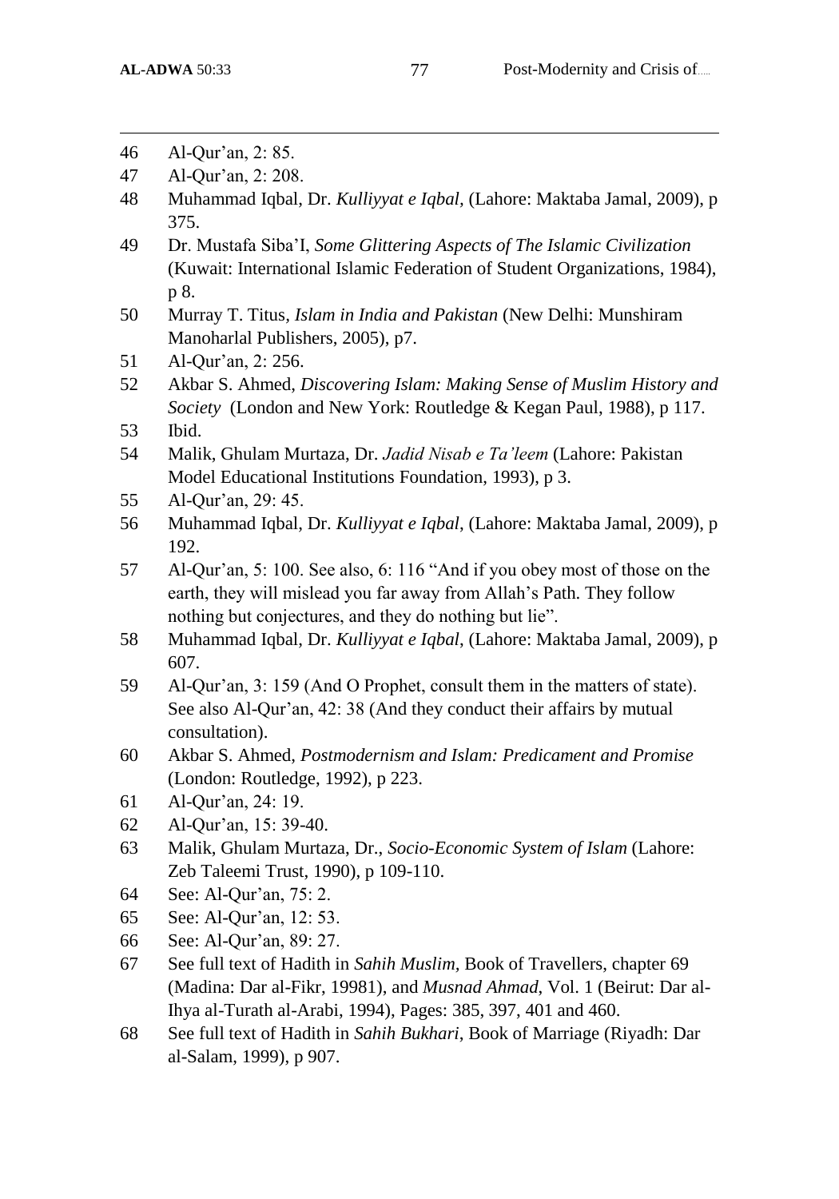46 Al-Qur'an, 2: 85.

47 Al-Qur'an, 2: 208.

48 Muhammad Iqbal, Dr. *Kulliyyat e Iqbal*, (Lahore: Maktaba Jamal, 2009), p 375.

49 Dr. Mustafa Siba'I, *Some Glittering Aspects of The Islamic Civilization* (Kuwait: International Islamic Federation of Student Organizations, 1984), p 8.

50 Murray T. Titus, *Islam in India and Pakistan* (New Delhi: Munshiram Manoharlal Publishers, 2005), p7.

51 Al-Qur'an, 2: 256.

52 Akbar S. Ahmed, *Discovering Islam: Making Sense of Muslim History and Society* (London and New York: Routledge & Kegan Paul, 1988), p 117.

53 Ibid.

54 Malik, Ghulam Murtaza, Dr. *Jadid Nisab e Ta'leem* (Lahore: Pakistan Model Educational Institutions Foundation, 1993), p 3.

55 Al-Qur'an, 29: 45.

56 Muhammad Iqbal, Dr. *Kulliyyat e Iqbal*, (Lahore: Maktaba Jamal, 2009), p 192.

57 Al-Qur'an, 5: 100. See also, 6: 116 "And if you obey most of those on the earth, they will mislead you far away from Allah's Path. They follow nothing but conjectures, and they do nothing but lie".

58 Muhammad Iqbal, Dr. *Kulliyyat e Iqbal*, (Lahore: Maktaba Jamal, 2009), p 607.

59 Al-Qur'an, 3: 159 (And O Prophet, consult them in the matters of state). See also Al-Qur'an, 42: 38 (And they conduct their affairs by mutual consultation).

60 Akbar S. Ahmed, *Postmodernism and Islam: Predicament and Promise* (London: Routledge, 1992), p 223.

61 Al-Qur'an, 24: 19.

62 Al-Qur'an, 15: 39-40.

63 Malik, Ghulam Murtaza, Dr., *Socio-Economic System of Islam* (Lahore: Zeb Taleemi Trust, 1990), p 109-110.

64 See: Al-Qur'an, 75: 2.

65 See: Al-Qur'an, 12: 53.

66 See: Al-Qur'an, 89: 27.

67 See full text of Hadith in *Sahih Muslim*, Book of Travellers, chapter 69 (Madina: Dar al-Fikr, 19981), and *Musnad Ahmad*, Vol. 1 (Beirut: Dar al-Ihya al-Turath al-Arabi, 1994), Pages: 385, 397, 401 and 460.

68 See full text of Hadith in *Sahih Bukhari*, Book of Marriage (Riyadh: Dar al-Salam, 1999), p 907.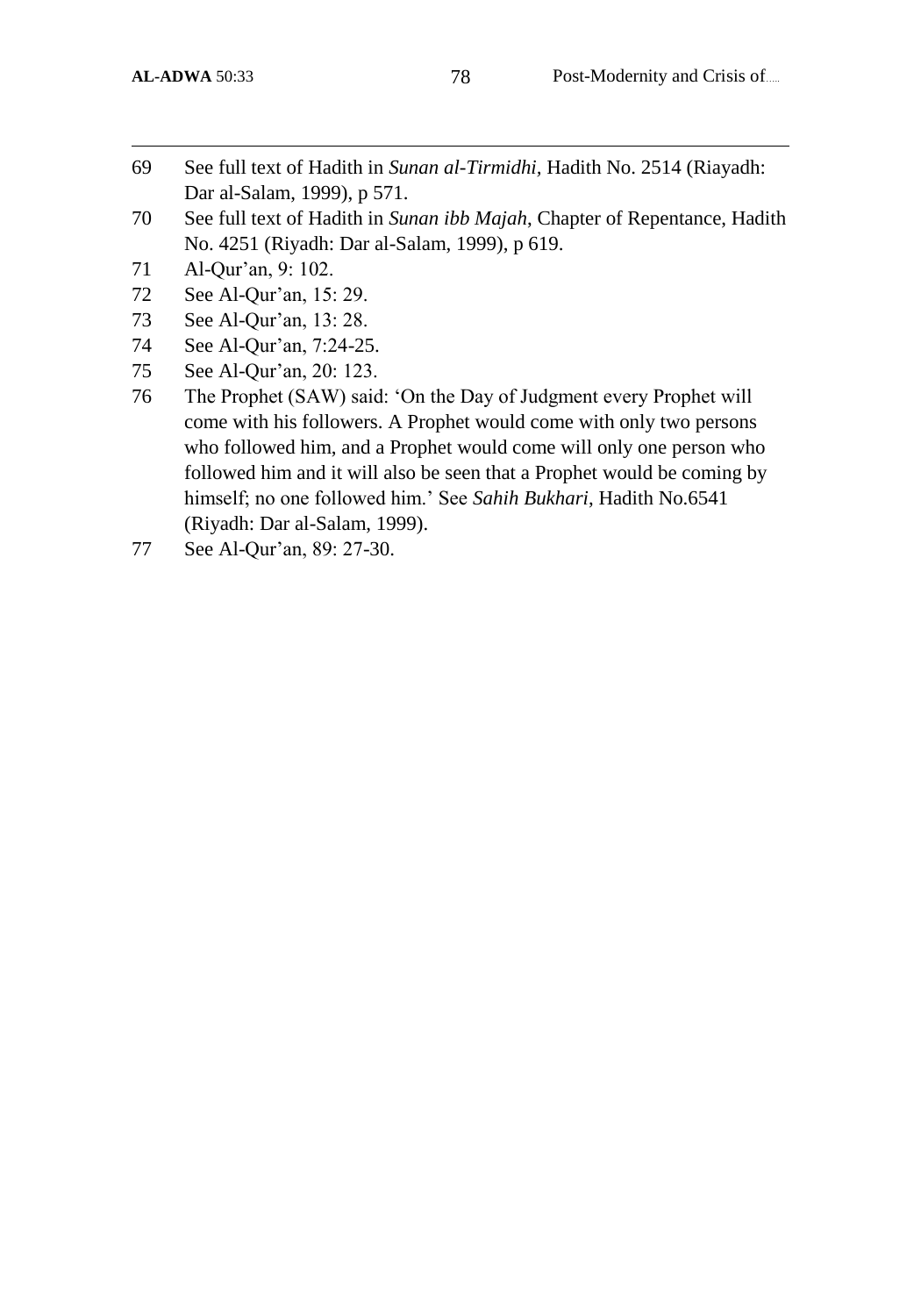69 See full text of Hadith in *Sunan al-Tirmidhi*, Hadith No. 2514 (Riayadh: Dar al-Salam, 1999), p 571.

70 See full text of Hadith in *Sunan ibb Majah*, Chapter of Repentance, Hadith No. 4251 (Riyadh: Dar al-Salam, 1999), p 619.

71 Al-Qur'an, 9: 102.

72 See Al-Qur'an, 15: 29.

73 See Al-Qur'an, 13: 28.

74 See Al-Qur'an, 7:24-25.

75 See Al-Qur'an, 20: 123.

76 The Prophet (SAW) said: 'On the Day of Judgment every Prophet will come with his followers. A Prophet would come with only two persons who followed him, and a Prophet would come will only one person who followed him and it will also be seen that a Prophet would be coming by himself; no one followed him.' See *Sahih Bukhari*, Hadith No.6541 (Riyadh: Dar al-Salam, 1999).

77 See Al-Qur'an, 89: 27-30.